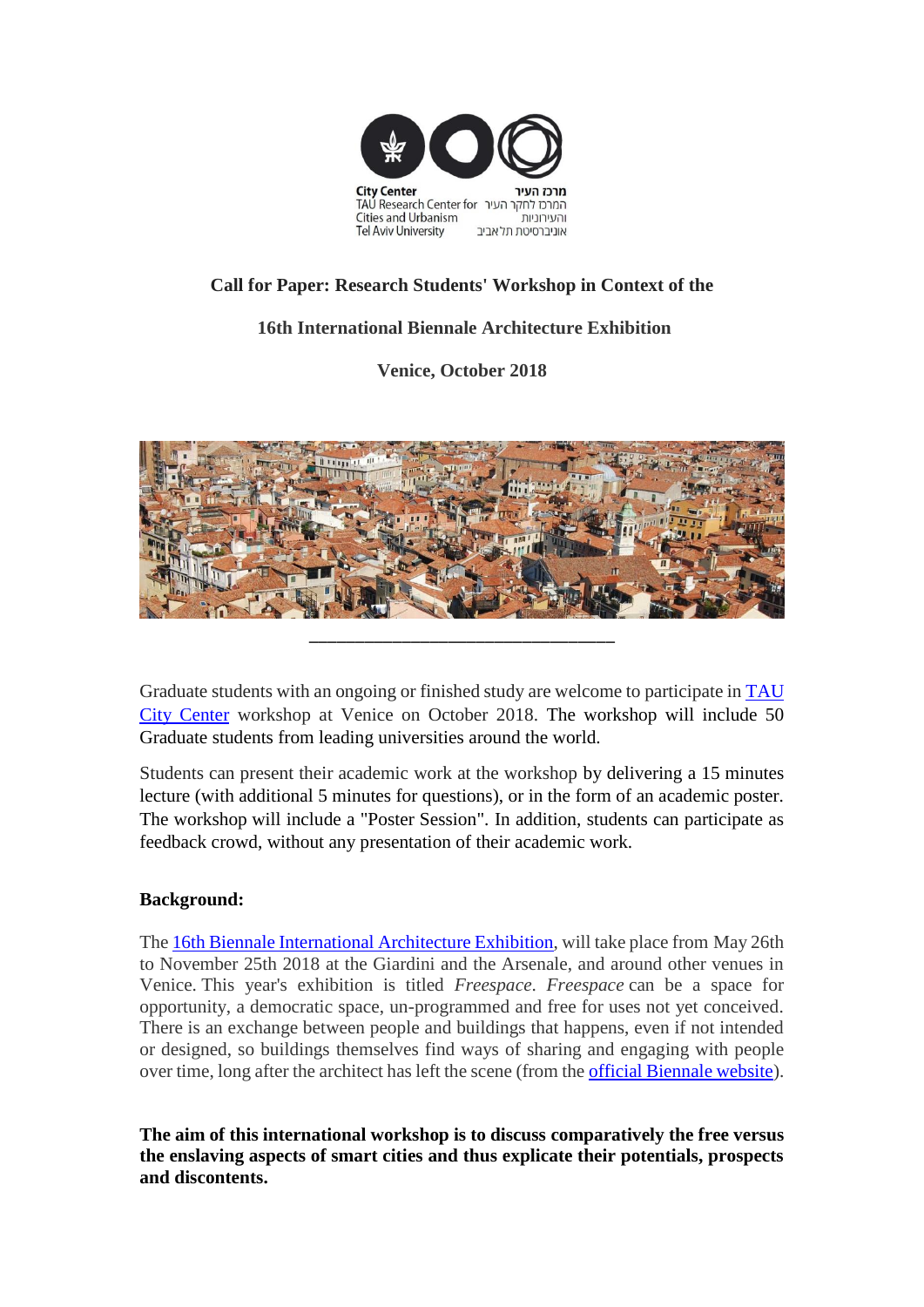City Center
TAU Research Center for Cities and Urbanism
Tel Aviv University

מרכז העיר
המרכז לחקר העיר והעירוניות
אוניברסיטת תל אביב

**Call for Paper: Research Students' Workshop in Context of the**

**16th International Biennale Architecture Exhibition**

**Venice, October 2018**

---

Graduate students with an ongoing or finished study are welcome to participate in TAU City Center workshop at Venice on October 2018. The workshop will include 50 Graduate students from leading universities around the world.

Students can present their academic work at the workshop by delivering a 15 minutes lecture (with additional 5 minutes for questions), or in the form of an academic poster. The workshop will include a "Poster Session". In addition, students can participate as feedback crowd, without any presentation of their academic work.

**Background:**

The 16th Biennale International Architecture Exhibition, will take place from May 26th to November 25th 2018 at the Giardini and the Arsenale, and around other venues in Venice. This year's exhibition is titled *Freespace*. *Freespace* can be a space for opportunity, a democratic space, un-programmed and free for uses not yet conceived. There is an exchange between people and buildings that happens, even if not intended or designed, so buildings themselves find ways of sharing and engaging with people over time, long after the architect has left the scene (from the official Biennale website).

**The aim of this international workshop is to discuss comparatively the free versus the enslaving aspects of smart cities and thus explicate their potentials, prospects and discontents.**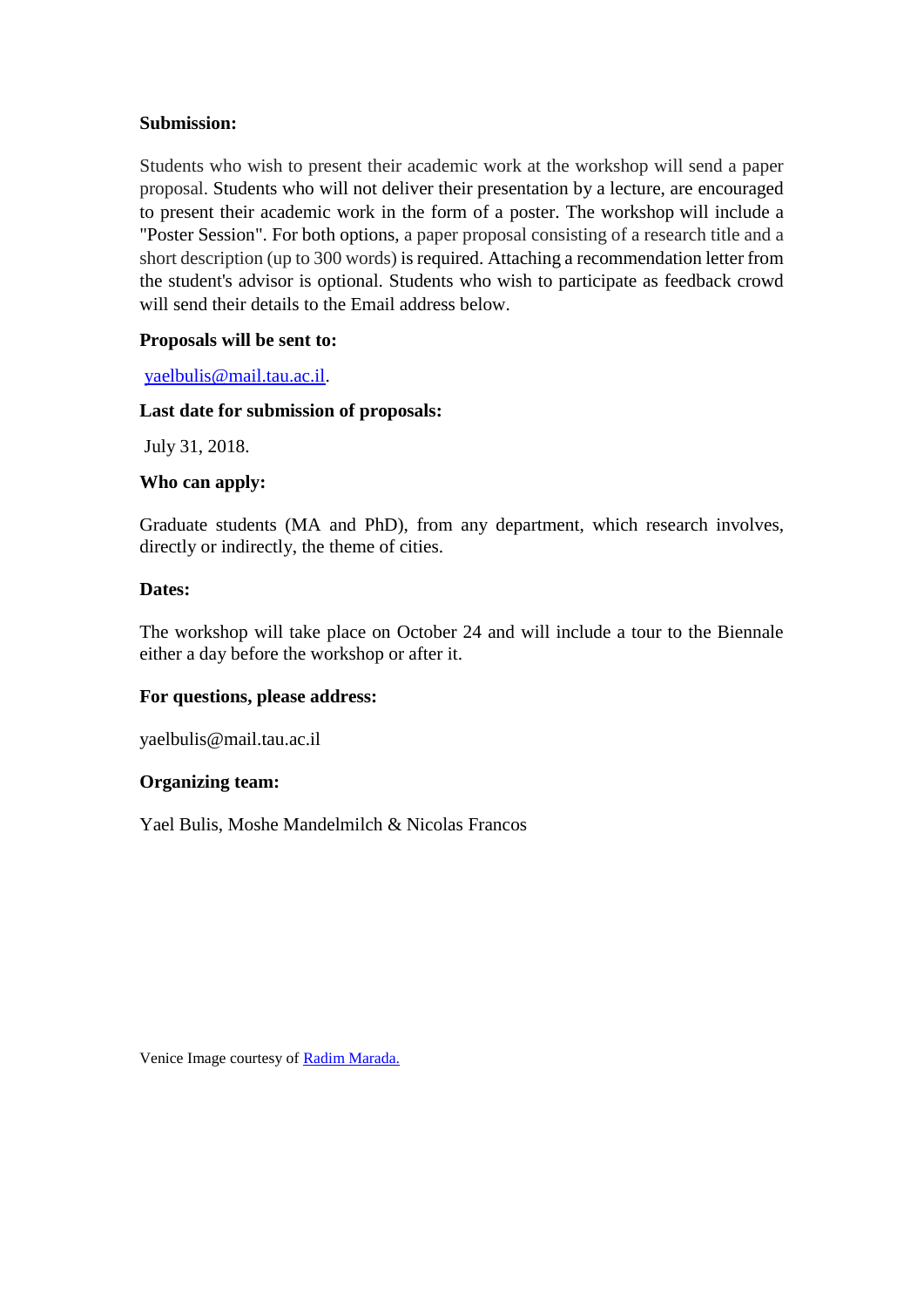**Submission:**

Students who wish to present their academic work at the workshop will send a paper proposal. Students who will not deliver their presentation by a lecture, are encouraged to present their academic work in the form of a poster. The workshop will include a "Poster Session". For both options, a paper proposal consisting of a research title and a short description (up to 300 words) is required. Attaching a recommendation letter from the student's advisor is optional. Students who wish to participate as feedback crowd will send their details to the Email address below.

**Proposals will be sent to:**

yaelbulis@mail.tau.ac.il.

**Last date for submission of proposals:**

July 31, 2018.

**Who can apply:**

Graduate students (MA and PhD), from any department, which research involves, directly or indirectly, the theme of cities.

**Dates:**

The workshop will take place on October 24 and will include a tour to the Biennale either a day before the workshop or after it.

**For questions, please address:**

yaelbulis@mail.tau.ac.il

**Organizing team:**

Yael Bulis, Moshe Mandelmilch & Nicolas Francos

Venice Image courtesy of Radim Marada.